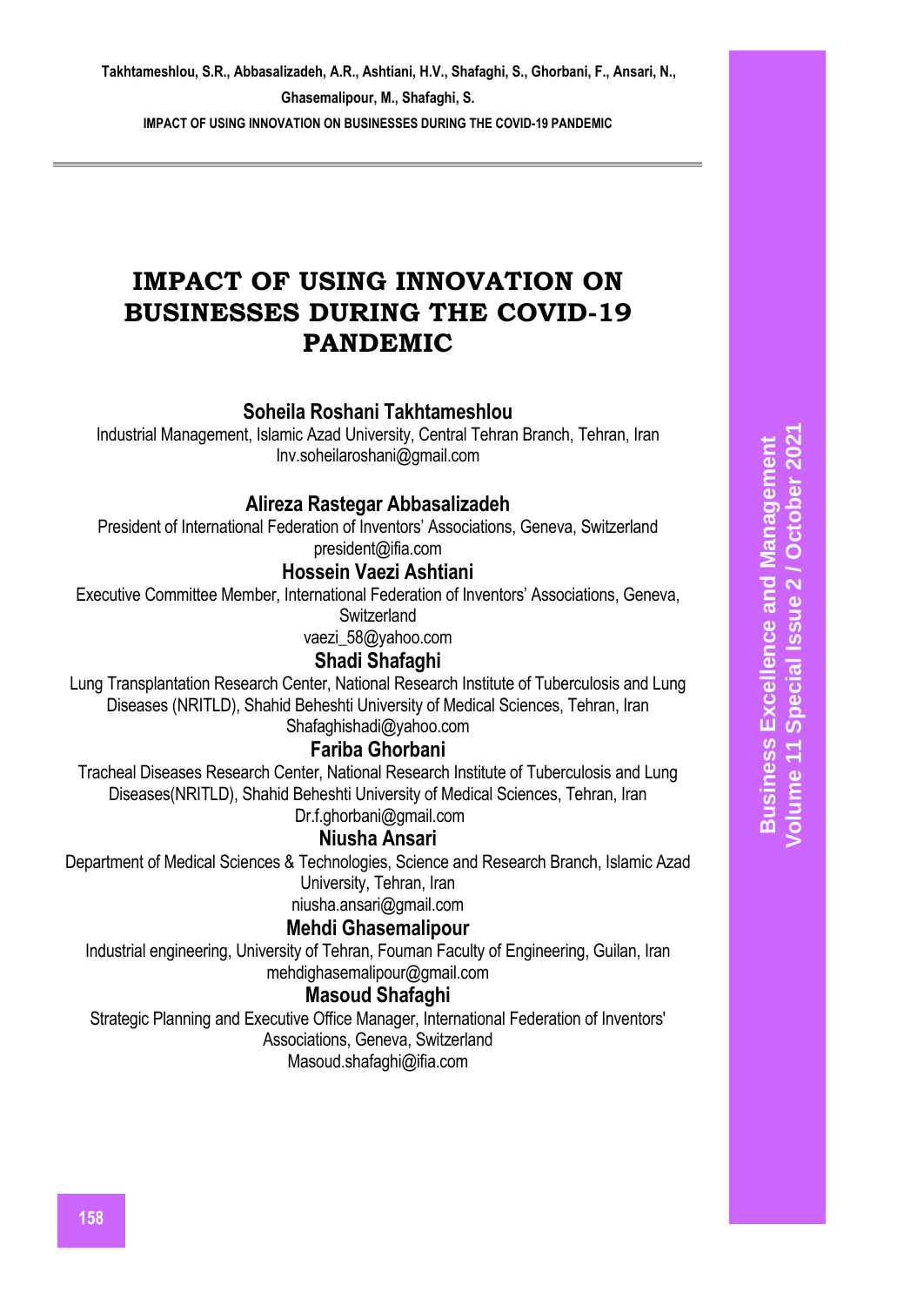# IMPACT OF USING INNOVATION ON BUSINESSES DURING THE COVID-19 PANDEMIC

**Soheila Roshani Takhtameshlou**
Industrial Management, Islamic Azad University, Central Tehran Branch, Tehran, Iran
Inv.soheilaroshani@gmail.com

**Alireza Rastegar Abbasalizadeh**
President of International Federation of Inventors' Associations, Geneva, Switzerland
president@ifia.com

**Hossein Vaezi Ashtiani**
Executive Committee Member, International Federation of Inventors' Associations, Geneva, Switzerland
vaezi_58@yahoo.com

**Shadi Shafaghi**
Lung Transplantation Research Center, National Research Institute of Tuberculosis and Lung Diseases (NRITLD), Shahid Beheshti University of Medical Sciences, Tehran, Iran
Shafaghishadi@yahoo.com

**Fariba Ghorbani**
Tracheal Diseases Research Center, National Research Institute of Tuberculosis and Lung Diseases(NRITLD), Shahid Beheshti University of Medical Sciences, Tehran, Iran
Dr.f.ghorbani@gmail.com

**Niusha Ansari**
Department of Medical Sciences & Technologies, Science and Research Branch, Islamic Azad University, Tehran, Iran
niusha.ansari@gmail.com

**Mehdi Ghasemalipour**
Industrial engineering, University of Tehran, Fouman Faculty of Engineering, Guilan, Iran
mehdighasemalipour@gmail.com

**Masoud Shafaghi**
Strategic Planning and Executive Office Manager, International Federation of Inventors' Associations, Geneva, Switzerland
Masoud.shafaghi@ifia.com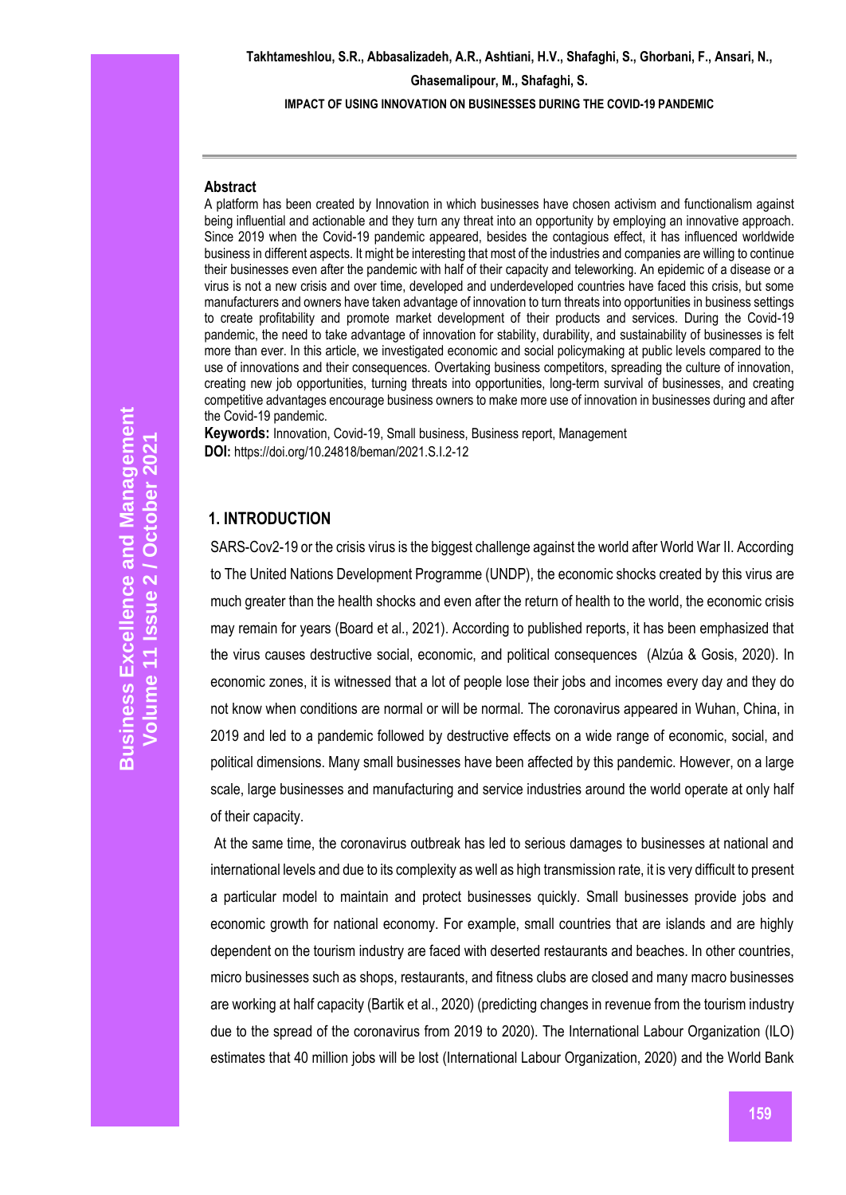## Abstract

A platform has been created by Innovation in which businesses have chosen activism and functionalism against being influential and actionable and they turn any threat into an opportunity by employing an innovative approach. Since 2019 when the Covid-19 pandemic appeared, besides the contagious effect, it has influenced worldwide business in different aspects. It might be interesting that most of the industries and companies are willing to continue their businesses even after the pandemic with half of their capacity and teleworking. An epidemic of a disease or a virus is not a new crisis and over time, developed and underdeveloped countries have faced this crisis, but some manufacturers and owners have taken advantage of innovation to turn threats into opportunities in business settings to create profitability and promote market development of their products and services. During the Covid-19 pandemic, the need to take advantage of innovation for stability, durability, and sustainability of businesses is felt more than ever. In this article, we investigated economic and social policymaking at public levels compared to the use of innovations and their consequences. Overtaking business competitors, spreading the culture of innovation, creating new job opportunities, turning threats into opportunities, long-term survival of businesses, and creating competitive advantages encourage business owners to make more use of innovation in businesses during and after the Covid-19 pandemic.

**Keywords:** Innovation, Covid-19, Small business, Business report, Management

**DOI:** https://doi.org/10.24818/beman/2021.S.I.2-12

## 1. INTRODUCTION

SARS-Cov2-19 or the crisis virus is the biggest challenge against the world after World War II. According to The United Nations Development Programme (UNDP), the economic shocks created by this virus are much greater than the health shocks and even after the return of health to the world, the economic crisis may remain for years (Board et al., 2021). According to published reports, it has been emphasized that the virus causes destructive social, economic, and political consequences (Alzúa & Gosis, 2020). In economic zones, it is witnessed that a lot of people lose their jobs and incomes every day and they do not know when conditions are normal or will be normal. The coronavirus appeared in Wuhan, China, in 2019 and led to a pandemic followed by destructive effects on a wide range of economic, social, and political dimensions. Many small businesses have been affected by this pandemic. However, on a large scale, large businesses and manufacturing and service industries around the world operate at only half of their capacity.

At the same time, the coronavirus outbreak has led to serious damages to businesses at national and international levels and due to its complexity as well as high transmission rate, it is very difficult to present a particular model to maintain and protect businesses quickly. Small businesses provide jobs and economic growth for national economy. For example, small countries that are islands and are highly dependent on the tourism industry are faced with deserted restaurants and beaches. In other countries, micro businesses such as shops, restaurants, and fitness clubs are closed and many macro businesses are working at half capacity (Bartik et al., 2020) (predicting changes in revenue from the tourism industry due to the spread of the coronavirus from 2019 to 2020). The International Labour Organization (ILO) estimates that 40 million jobs will be lost (International Labour Organization, 2020) and the World Bank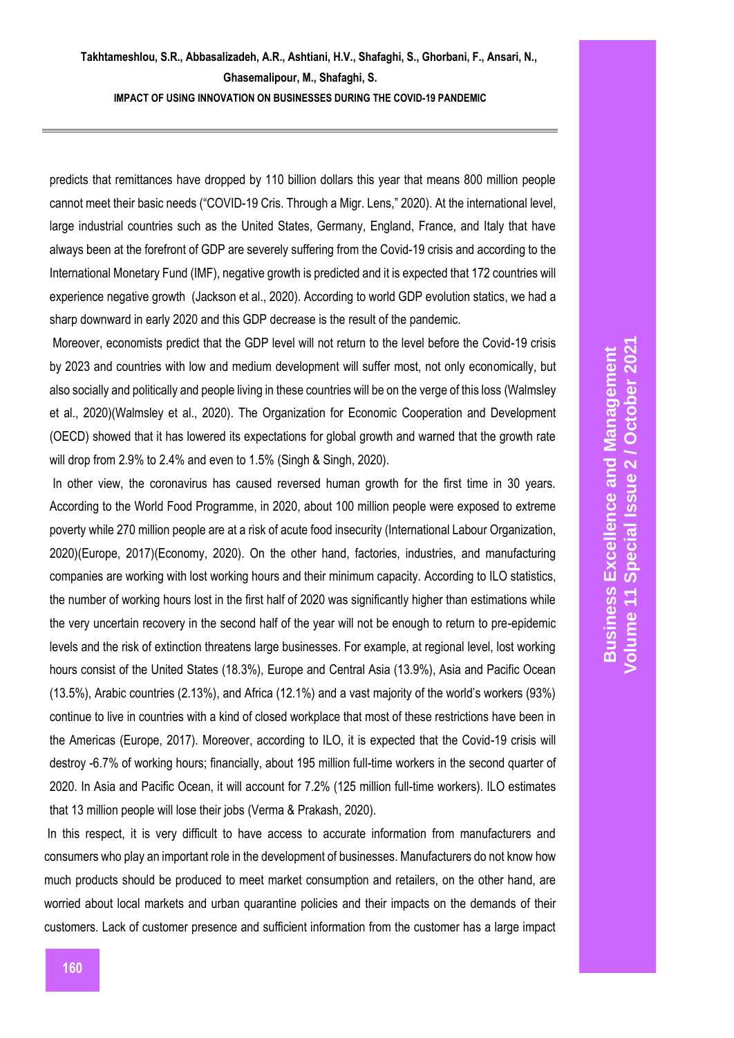predicts that remittances have dropped by 110 billion dollars this year that means 800 million people cannot meet their basic needs ("COVID-19 Cris. Through a Migr. Lens," 2020). At the international level, large industrial countries such as the United States, Germany, England, France, and Italy that have always been at the forefront of GDP are severely suffering from the Covid-19 crisis and according to the International Monetary Fund (IMF), negative growth is predicted and it is expected that 172 countries will experience negative growth (Jackson et al., 2020). According to world GDP evolution statics, we had a sharp downward in early 2020 and this GDP decrease is the result of the pandemic.

Moreover, economists predict that the GDP level will not return to the level before the Covid-19 crisis by 2023 and countries with low and medium development will suffer most, not only economically, but also socially and politically and people living in these countries will be on the verge of this loss (Walmsley et al., 2020)(Walmsley et al., 2020). The Organization for Economic Cooperation and Development (OECD) showed that it has lowered its expectations for global growth and warned that the growth rate will drop from 2.9% to 2.4% and even to 1.5% (Singh & Singh, 2020).

In other view, the coronavirus has caused reversed human growth for the first time in 30 years. According to the World Food Programme, in 2020, about 100 million people were exposed to extreme poverty while 270 million people are at a risk of acute food insecurity (International Labour Organization, 2020)(Europe, 2017)(Economy, 2020). On the other hand, factories, industries, and manufacturing companies are working with lost working hours and their minimum capacity. According to ILO statistics, the number of working hours lost in the first half of 2020 was significantly higher than estimations while the very uncertain recovery in the second half of the year will not be enough to return to pre-epidemic levels and the risk of extinction threatens large businesses. For example, at regional level, lost working hours consist of the United States (18.3%), Europe and Central Asia (13.9%), Asia and Pacific Ocean (13.5%), Arabic countries (2.13%), and Africa (12.1%) and a vast majority of the world's workers (93%) continue to live in countries with a kind of closed workplace that most of these restrictions have been in the Americas (Europe, 2017). Moreover, according to ILO, it is expected that the Covid-19 crisis will destroy -6.7% of working hours; financially, about 195 million full-time workers in the second quarter of 2020. In Asia and Pacific Ocean, it will account for 7.2% (125 million full-time workers). ILO estimates that 13 million people will lose their jobs (Verma & Prakash, 2020).

In this respect, it is very difficult to have access to accurate information from manufacturers and consumers who play an important role in the development of businesses. Manufacturers do not know how much products should be produced to meet market consumption and retailers, on the other hand, are worried about local markets and urban quarantine policies and their impacts on the demands of their customers. Lack of customer presence and sufficient information from the customer has a large impact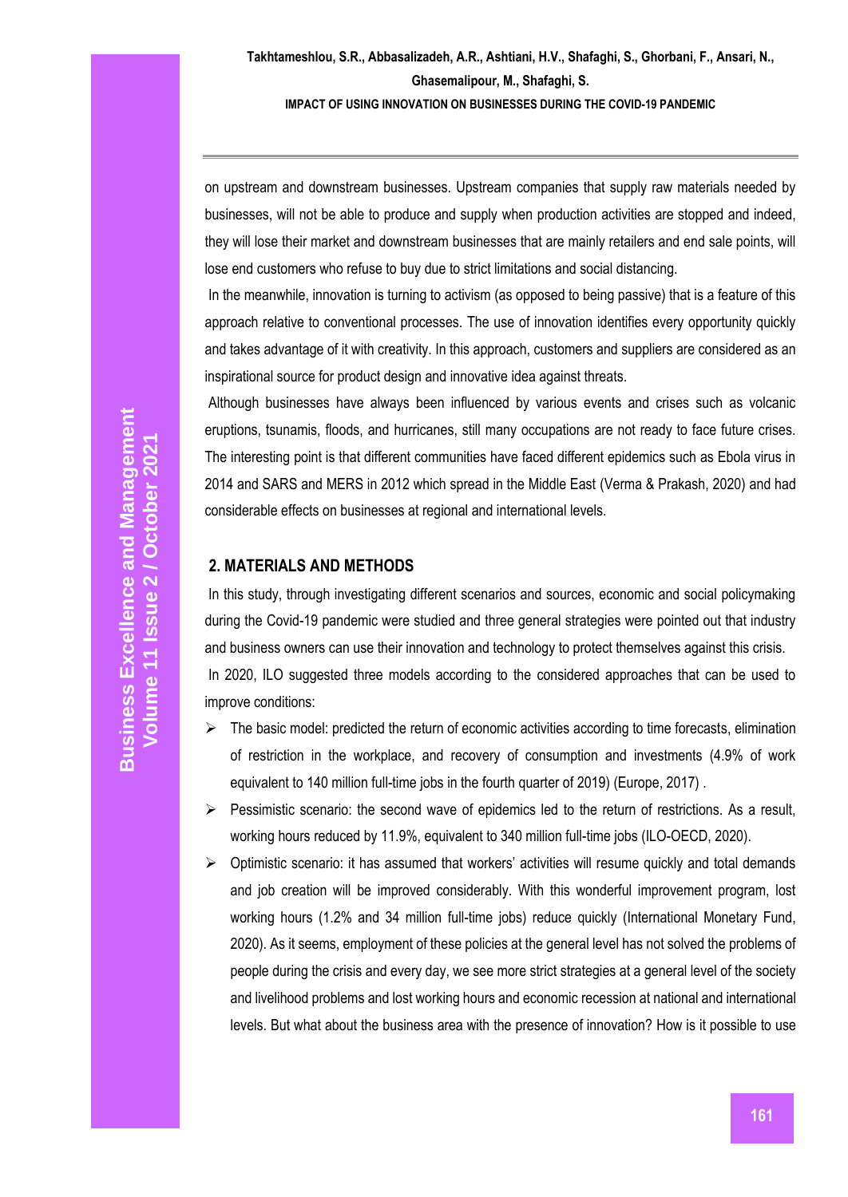on upstream and downstream businesses. Upstream companies that supply raw materials needed by businesses, will not be able to produce and supply when production activities are stopped and indeed, they will lose their market and downstream businesses that are mainly retailers and end sale points, will lose end customers who refuse to buy due to strict limitations and social distancing.

In the meanwhile, innovation is turning to activism (as opposed to being passive) that is a feature of this approach relative to conventional processes. The use of innovation identifies every opportunity quickly and takes advantage of it with creativity. In this approach, customers and suppliers are considered as an inspirational source for product design and innovative idea against threats.

Although businesses have always been influenced by various events and crises such as volcanic eruptions, tsunamis, floods, and hurricanes, still many occupations are not ready to face future crises. The interesting point is that different communities have faced different epidemics such as Ebola virus in 2014 and SARS and MERS in 2012 which spread in the Middle East (Verma & Prakash, 2020) and had considerable effects on businesses at regional and international levels.

## 2. MATERIALS AND METHODS

In this study, through investigating different scenarios and sources, economic and social policymaking during the Covid-19 pandemic were studied and three general strategies were pointed out that industry and business owners can use their innovation and technology to protect themselves against this crisis.

In 2020, ILO suggested three models according to the considered approaches that can be used to improve conditions:

- The basic model: predicted the return of economic activities according to time forecasts, elimination of restriction in the workplace, and recovery of consumption and investments (4.9% of work equivalent to 140 million full-time jobs in the fourth quarter of 2019) (Europe, 2017) .
- Pessimistic scenario: the second wave of epidemics led to the return of restrictions. As a result, working hours reduced by 11.9%, equivalent to 340 million full-time jobs (ILO-OECD, 2020).
- Optimistic scenario: it has assumed that workers' activities will resume quickly and total demands and job creation will be improved considerably. With this wonderful improvement program, lost working hours (1.2% and 34 million full-time jobs) reduce quickly (International Monetary Fund, 2020). As it seems, employment of these policies at the general level has not solved the problems of people during the crisis and every day, we see more strict strategies at a general level of the society and livelihood problems and lost working hours and economic recession at national and international levels. But what about the business area with the presence of innovation? How is it possible to use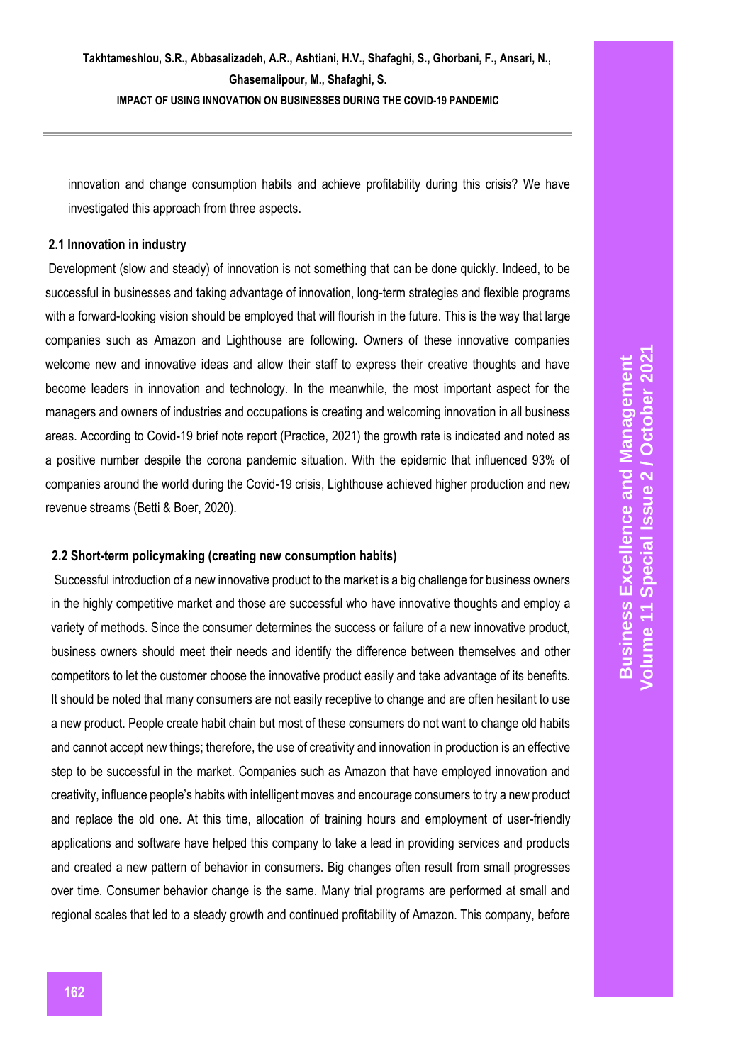innovation and change consumption habits and achieve profitability during this crisis? We have investigated this approach from three aspects.

### 2.1 Innovation in industry

Development (slow and steady) of innovation is not something that can be done quickly. Indeed, to be successful in businesses and taking advantage of innovation, long-term strategies and flexible programs with a forward-looking vision should be employed that will flourish in the future. This is the way that large companies such as Amazon and Lighthouse are following. Owners of these innovative companies welcome new and innovative ideas and allow their staff to express their creative thoughts and have become leaders in innovation and technology. In the meanwhile, the most important aspect for the managers and owners of industries and occupations is creating and welcoming innovation in all business areas. According to Covid-19 brief note report (Practice, 2021) the growth rate is indicated and noted as a positive number despite the corona pandemic situation. With the epidemic that influenced 93% of companies around the world during the Covid-19 crisis, Lighthouse achieved higher production and new revenue streams (Betti & Boer, 2020).

### 2.2 Short-term policymaking (creating new consumption habits)

Successful introduction of a new innovative product to the market is a big challenge for business owners in the highly competitive market and those are successful who have innovative thoughts and employ a variety of methods. Since the consumer determines the success or failure of a new innovative product, business owners should meet their needs and identify the difference between themselves and other competitors to let the customer choose the innovative product easily and take advantage of its benefits. It should be noted that many consumers are not easily receptive to change and are often hesitant to use a new product. People create habit chain but most of these consumers do not want to change old habits and cannot accept new things; therefore, the use of creativity and innovation in production is an effective step to be successful in the market. Companies such as Amazon that have employed innovation and creativity, influence people's habits with intelligent moves and encourage consumers to try a new product and replace the old one. At this time, allocation of training hours and employment of user-friendly applications and software have helped this company to take a lead in providing services and products and created a new pattern of behavior in consumers. Big changes often result from small progresses over time. Consumer behavior change is the same. Many trial programs are performed at small and regional scales that led to a steady growth and continued profitability of Amazon. This company, before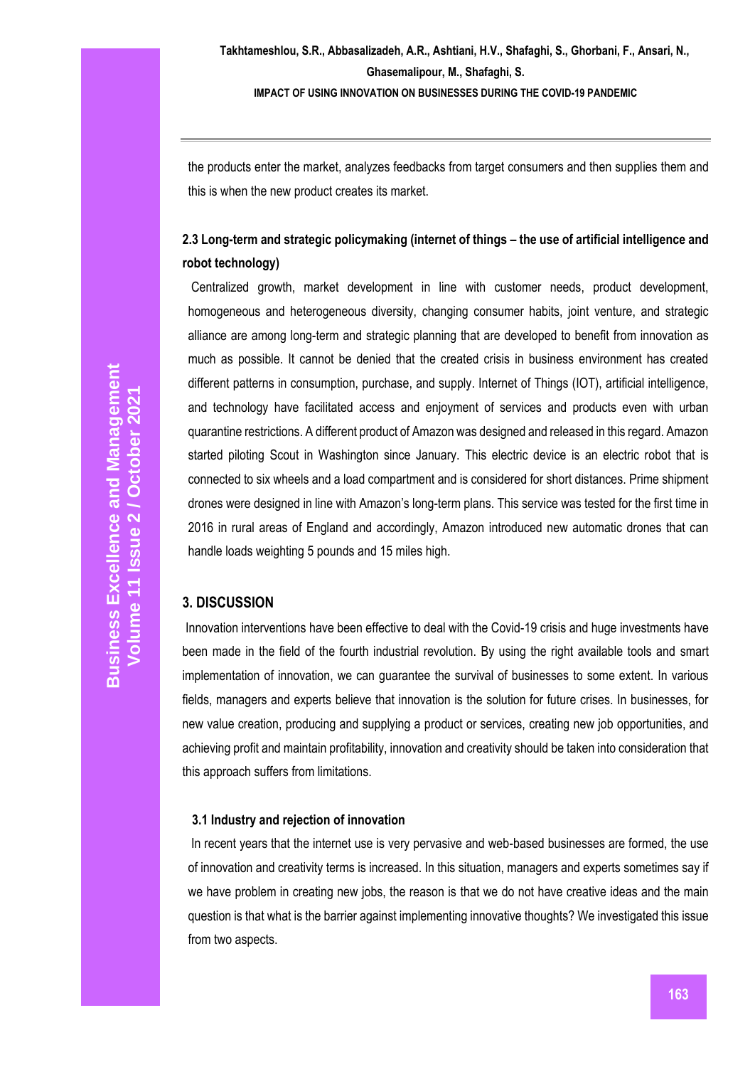the products enter the market, analyzes feedbacks from target consumers and then supplies them and this is when the new product creates its market.

### 2.3 Long-term and strategic policymaking (internet of things – the use of artificial intelligence and robot technology)

Centralized growth, market development in line with customer needs, product development, homogeneous and heterogeneous diversity, changing consumer habits, joint venture, and strategic alliance are among long-term and strategic planning that are developed to benefit from innovation as much as possible. It cannot be denied that the created crisis in business environment has created different patterns in consumption, purchase, and supply. Internet of Things (IOT), artificial intelligence, and technology have facilitated access and enjoyment of services and products even with urban quarantine restrictions. A different product of Amazon was designed and released in this regard. Amazon started piloting Scout in Washington since January. This electric device is an electric robot that is connected to six wheels and a load compartment and is considered for short distances. Prime shipment drones were designed in line with Amazon's long-term plans. This service was tested for the first time in 2016 in rural areas of England and accordingly, Amazon introduced new automatic drones that can handle loads weighting 5 pounds and 15 miles high.

## 3. DISCUSSION

Innovation interventions have been effective to deal with the Covid-19 crisis and huge investments have been made in the field of the fourth industrial revolution. By using the right available tools and smart implementation of innovation, we can guarantee the survival of businesses to some extent. In various fields, managers and experts believe that innovation is the solution for future crises. In businesses, for new value creation, producing and supplying a product or services, creating new job opportunities, and achieving profit and maintain profitability, innovation and creativity should be taken into consideration that this approach suffers from limitations.

### 3.1 Industry and rejection of innovation

In recent years that the internet use is very pervasive and web-based businesses are formed, the use of innovation and creativity terms is increased. In this situation, managers and experts sometimes say if we have problem in creating new jobs, the reason is that we do not have creative ideas and the main question is that what is the barrier against implementing innovative thoughts? We investigated this issue from two aspects.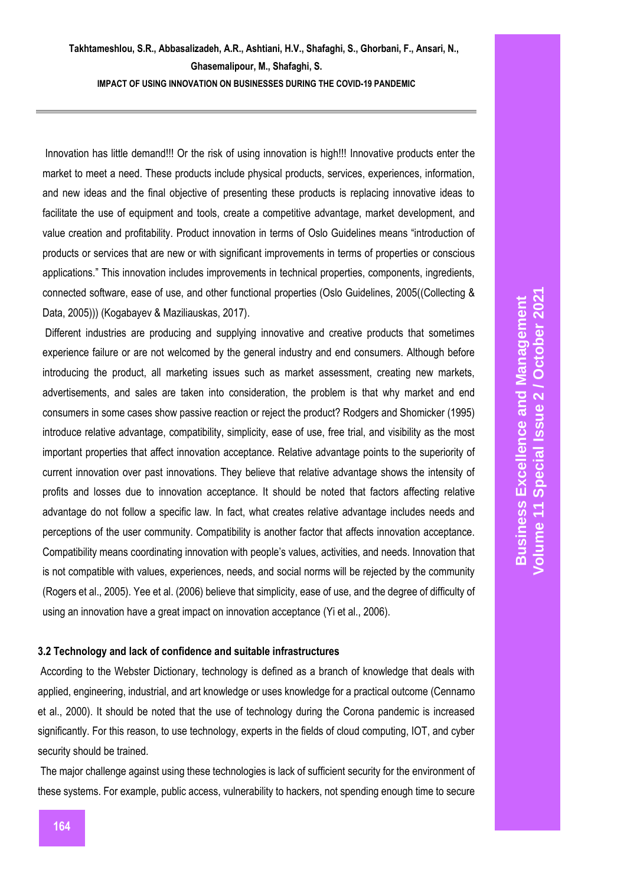Innovation has little demand!!! Or the risk of using innovation is high!!! Innovative products enter the market to meet a need. These products include physical products, services, experiences, information, and new ideas and the final objective of presenting these products is replacing innovative ideas to facilitate the use of equipment and tools, create a competitive advantage, market development, and value creation and profitability. Product innovation in terms of Oslo Guidelines means "introduction of products or services that are new or with significant improvements in terms of properties or conscious applications." This innovation includes improvements in technical properties, components, ingredients, connected software, ease of use, and other functional properties (Oslo Guidelines, 2005((Collecting & Data, 2005))) (Kogabayev & Maziliauskas, 2017).

Different industries are producing and supplying innovative and creative products that sometimes experience failure or are not welcomed by the general industry and end consumers. Although before introducing the product, all marketing issues such as market assessment, creating new markets, advertisements, and sales are taken into consideration, the problem is that why market and end consumers in some cases show passive reaction or reject the product? Rodgers and Shomicker (1995) introduce relative advantage, compatibility, simplicity, ease of use, free trial, and visibility as the most important properties that affect innovation acceptance. Relative advantage points to the superiority of current innovation over past innovations. They believe that relative advantage shows the intensity of profits and losses due to innovation acceptance. It should be noted that factors affecting relative advantage do not follow a specific law. In fact, what creates relative advantage includes needs and perceptions of the user community. Compatibility is another factor that affects innovation acceptance. Compatibility means coordinating innovation with people's values, activities, and needs. Innovation that is not compatible with values, experiences, needs, and social norms will be rejected by the community (Rogers et al., 2005). Yee et al. (2006) believe that simplicity, ease of use, and the degree of difficulty of using an innovation have a great impact on innovation acceptance (Yi et al., 2006).

### 3.2 Technology and lack of confidence and suitable infrastructures

According to the Webster Dictionary, technology is defined as a branch of knowledge that deals with applied, engineering, industrial, and art knowledge or uses knowledge for a practical outcome (Cennamo et al., 2000). It should be noted that the use of technology during the Corona pandemic is increased significantly. For this reason, to use technology, experts in the fields of cloud computing, IOT, and cyber security should be trained.

The major challenge against using these technologies is lack of sufficient security for the environment of these systems. For example, public access, vulnerability to hackers, not spending enough time to secure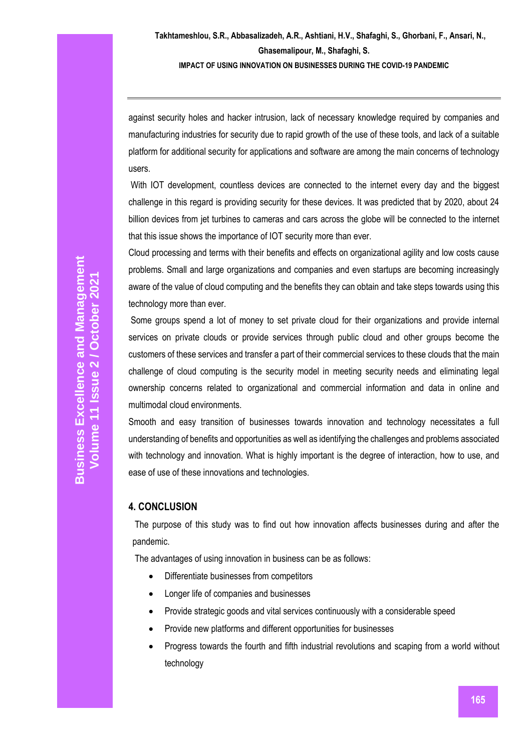against security holes and hacker intrusion, lack of necessary knowledge required by companies and manufacturing industries for security due to rapid growth of the use of these tools, and lack of a suitable platform for additional security for applications and software are among the main concerns of technology users.

With IOT development, countless devices are connected to the internet every day and the biggest challenge in this regard is providing security for these devices. It was predicted that by 2020, about 24 billion devices from jet turbines to cameras and cars across the globe will be connected to the internet that this issue shows the importance of IOT security more than ever.

Cloud processing and terms with their benefits and effects on organizational agility and low costs cause problems. Small and large organizations and companies and even startups are becoming increasingly aware of the value of cloud computing and the benefits they can obtain and take steps towards using this technology more than ever.

Some groups spend a lot of money to set private cloud for their organizations and provide internal services on private clouds or provide services through public cloud and other groups become the customers of these services and transfer a part of their commercial services to these clouds that the main challenge of cloud computing is the security model in meeting security needs and eliminating legal ownership concerns related to organizational and commercial information and data in online and multimodal cloud environments.

Smooth and easy transition of businesses towards innovation and technology necessitates a full understanding of benefits and opportunities as well as identifying the challenges and problems associated with technology and innovation. What is highly important is the degree of interaction, how to use, and ease of use of these innovations and technologies.

## 4. CONCLUSION

The purpose of this study was to find out how innovation affects businesses during and after the pandemic.

The advantages of using innovation in business can be as follows:

- Differentiate businesses from competitors
- Longer life of companies and businesses
- Provide strategic goods and vital services continuously with a considerable speed
- Provide new platforms and different opportunities for businesses
- Progress towards the fourth and fifth industrial revolutions and scaping from a world without technology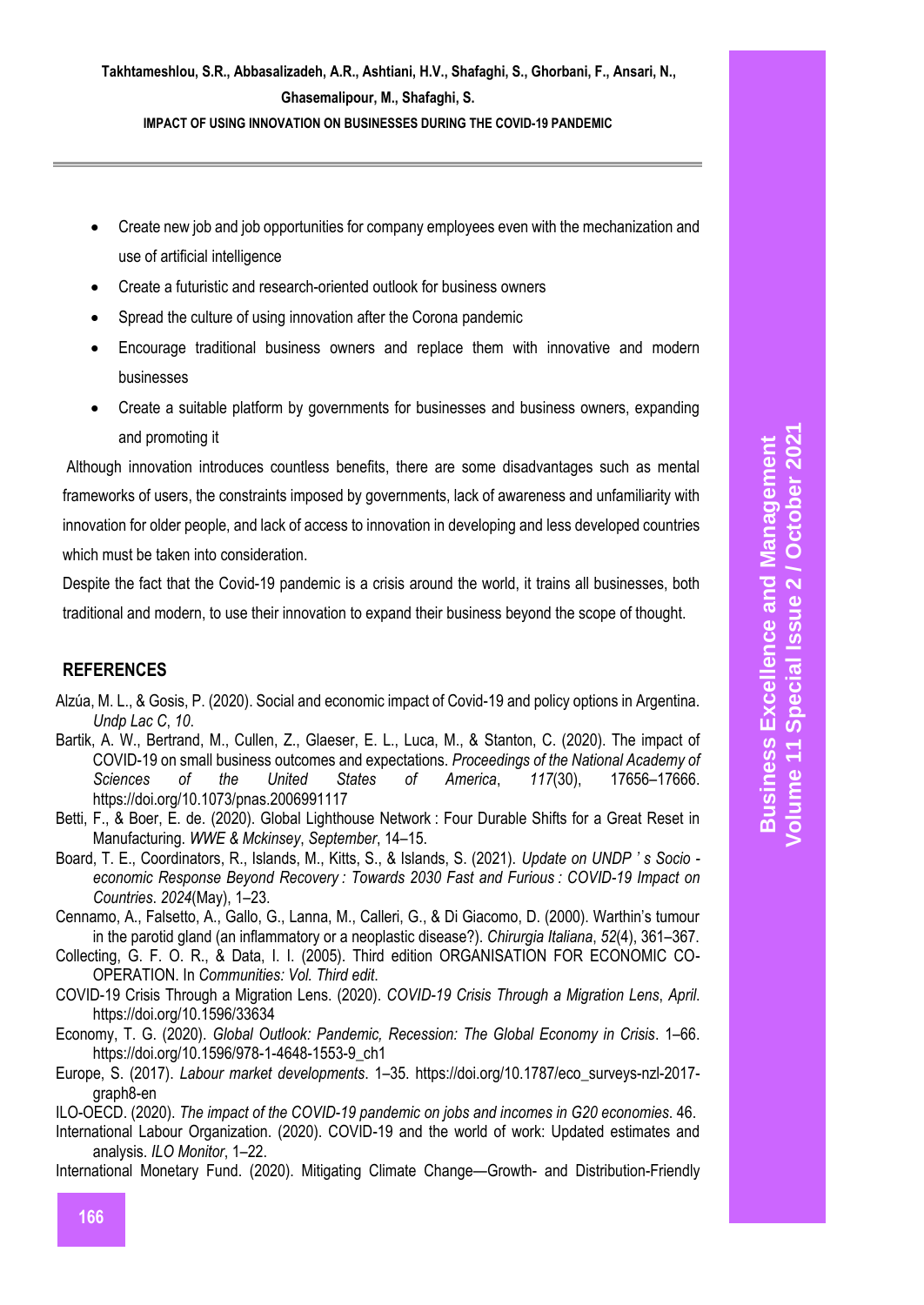- Create new job and job opportunities for company employees even with the mechanization and use of artificial intelligence
- Create a futuristic and research-oriented outlook for business owners
- Spread the culture of using innovation after the Corona pandemic
- Encourage traditional business owners and replace them with innovative and modern businesses
- Create a suitable platform by governments for businesses and business owners, expanding and promoting it

Although innovation introduces countless benefits, there are some disadvantages such as mental frameworks of users, the constraints imposed by governments, lack of awareness and unfamiliarity with innovation for older people, and lack of access to innovation in developing and less developed countries which must be taken into consideration.

Despite the fact that the Covid-19 pandemic is a crisis around the world, it trains all businesses, both traditional and modern, to use their innovation to expand their business beyond the scope of thought.

## REFERENCES

Alzúa, M. L., & Gosis, P. (2020). Social and economic impact of Covid-19 and policy options in Argentina. *Undp Lac C*, *10*.

Bartik, A. W., Bertrand, M., Cullen, Z., Glaeser, E. L., Luca, M., & Stanton, C. (2020). The impact of COVID-19 on small business outcomes and expectations. *Proceedings of the National Academy of Sciences of the United States of America*, *117*(30), 17656–17666. https://doi.org/10.1073/pnas.2006991117

Betti, F., & Boer, E. de. (2020). Global Lighthouse Network : Four Durable Shifts for a Great Reset in Manufacturing. *WWE & Mckinsey*, *September*, 14–15.

Board, T. E., Coordinators, R., Islands, M., Kitts, S., & Islands, S. (2021). *Update on UNDP ' s Socio - economic Response Beyond Recovery : Towards 2030 Fast and Furious : COVID-19 Impact on Countries*. *2024*(May), 1–23.

Cennamo, A., Falsetto, A., Gallo, G., Lanna, M., Calleri, G., & Di Giacomo, D. (2000). Warthin's tumour in the parotid gland (an inflammatory or a neoplastic disease?). *Chirurgia Italiana*, *52*(4), 361–367.

Collecting, G. F. O. R., & Data, I. I. (2005). Third edition ORGANISATION FOR ECONOMIC CO-OPERATION. In *Communities: Vol. Third edit*.

COVID-19 Crisis Through a Migration Lens. (2020). *COVID-19 Crisis Through a Migration Lens*, *April*. https://doi.org/10.1596/33634

Economy, T. G. (2020). *Global Outlook: Pandemic, Recession: The Global Economy in Crisis*. 1–66. https://doi.org/10.1596/978-1-4648-1553-9_ch1

Europe, S. (2017). *Labour market developments*. 1–35. https://doi.org/10.1787/eco_surveys-nzl-2017-graph8-en

ILO-OECD. (2020). *The impact of the COVID-19 pandemic on jobs and incomes in G20 economies*. 46.

International Labour Organization. (2020). COVID-19 and the world of work: Updated estimates and analysis. *ILO Monitor*, 1–22.

International Monetary Fund. (2020). Mitigating Climate Change—Growth- and Distribution-Friendly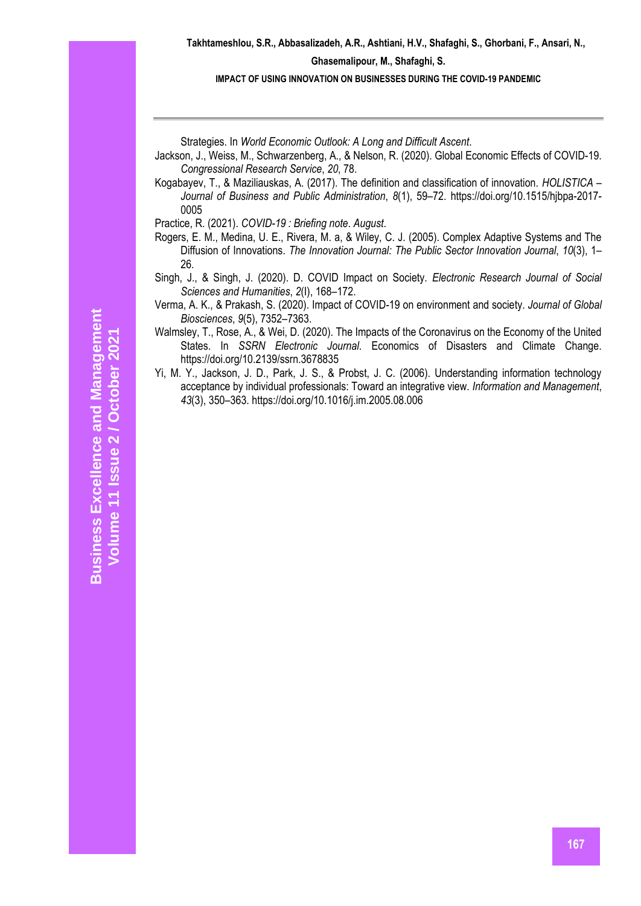Strategies. In *World Economic Outlook: A Long and Difficult Ascent*.

Jackson, J., Weiss, M., Schwarzenberg, A., & Nelson, R. (2020). Global Economic Effects of COVID-19. *Congressional Research Service*, *20*, 78.

Kogabayev, T., & Maziliauskas, A. (2017). The definition and classification of innovation. *HOLISTICA – Journal of Business and Public Administration*, *8*(1), 59–72. https://doi.org/10.1515/hjbpa-2017-0005

Practice, R. (2021). *COVID-19 : Briefing note*. *August*.

Rogers, E. M., Medina, U. E., Rivera, M. a, & Wiley, C. J. (2005). Complex Adaptive Systems and The Diffusion of Innovations. *The Innovation Journal: The Public Sector Innovation Journal*, *10*(3), 1–26.

Singh, J., & Singh, J. (2020). D. COVID Impact on Society. *Electronic Research Journal of Social Sciences and Humanities*, *2*(I), 168–172.

Verma, A. K., & Prakash, S. (2020). Impact of COVID-19 on environment and society. *Journal of Global Biosciences*, *9*(5), 7352–7363.

Walmsley, T., Rose, A., & Wei, D. (2020). The Impacts of the Coronavirus on the Economy of the United States. In *SSRN Electronic Journal*. Economics of Disasters and Climate Change. https://doi.org/10.2139/ssrn.3678835

Yi, M. Y., Jackson, J. D., Park, J. S., & Probst, J. C. (2006). Understanding information technology acceptance by individual professionals: Toward an integrative view. *Information and Management*, *43*(3), 350–363. https://doi.org/10.1016/j.im.2005.08.006